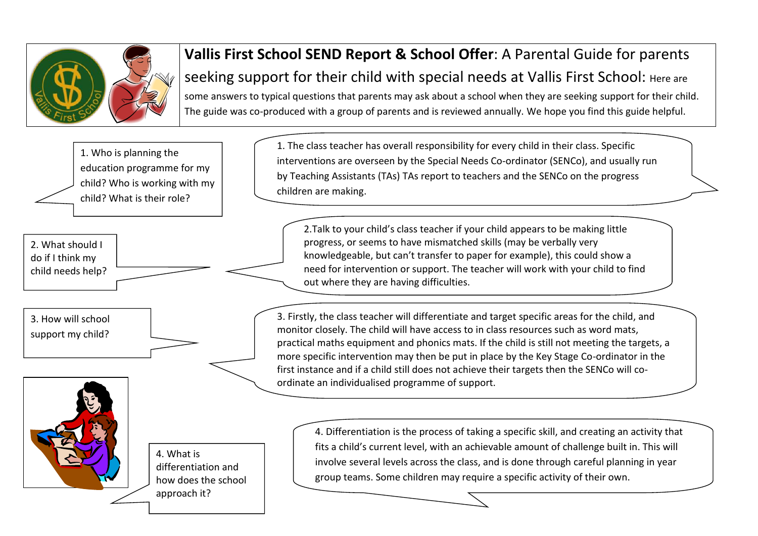# **Vallis First School SEND Report & School Offer**: A Parental Guide for parents seeking support for their child with special needs at Vallis First School:

Here are some answers to typical questions that parents may ask about a school when they are seeking support for their child. The guide was co-produced with a group of parents and is reviewed annually. We hope you find this guide helpful.

**1. Who is planning the education programme for my child? Who is working with my child? What is their role?**

1. The class teacher has overall responsibility for every child in their class. Specific interventions are overseen by the Special Needs Co-ordinator (SENCo), and usually run by Teaching Assistants (TAs) TAs report to teachers and the SENCo on the progress children are making.

**2. What should I do if I think my child needs help?**

2.Talk to your child's class teacher if your child appears to be making little progress, or seems to have mismatched skills (may be verbally very knowledgeable, but can't transfer to paper for example), this could show a need for intervention or support. The teacher will work with your child to find out where they are having difficulties.

**3. How will school support my child?**

3. Firstly, the class teacher will differentiate and target specific areas for the child, and monitor closely. The child will have access to in class resources such as word mats, practical maths equipment and phonics mats. If the child is still not meeting the targets, a more specific intervention may then be put in place by the Key Stage Co-ordinator in the first instance and if a child still does not achieve their targets then the SENCo will co-ordinate an individualised programme of support.

**4. What is differentiation and how does the school approach it?**

4. Differentiation is the process of taking a specific skill, and creating an activity that fits a child's current level, with an achievable amount of challenge built in. This will involve several levels across the class, and is done through careful planning in year group teams. Some children may require a specific activity of their own.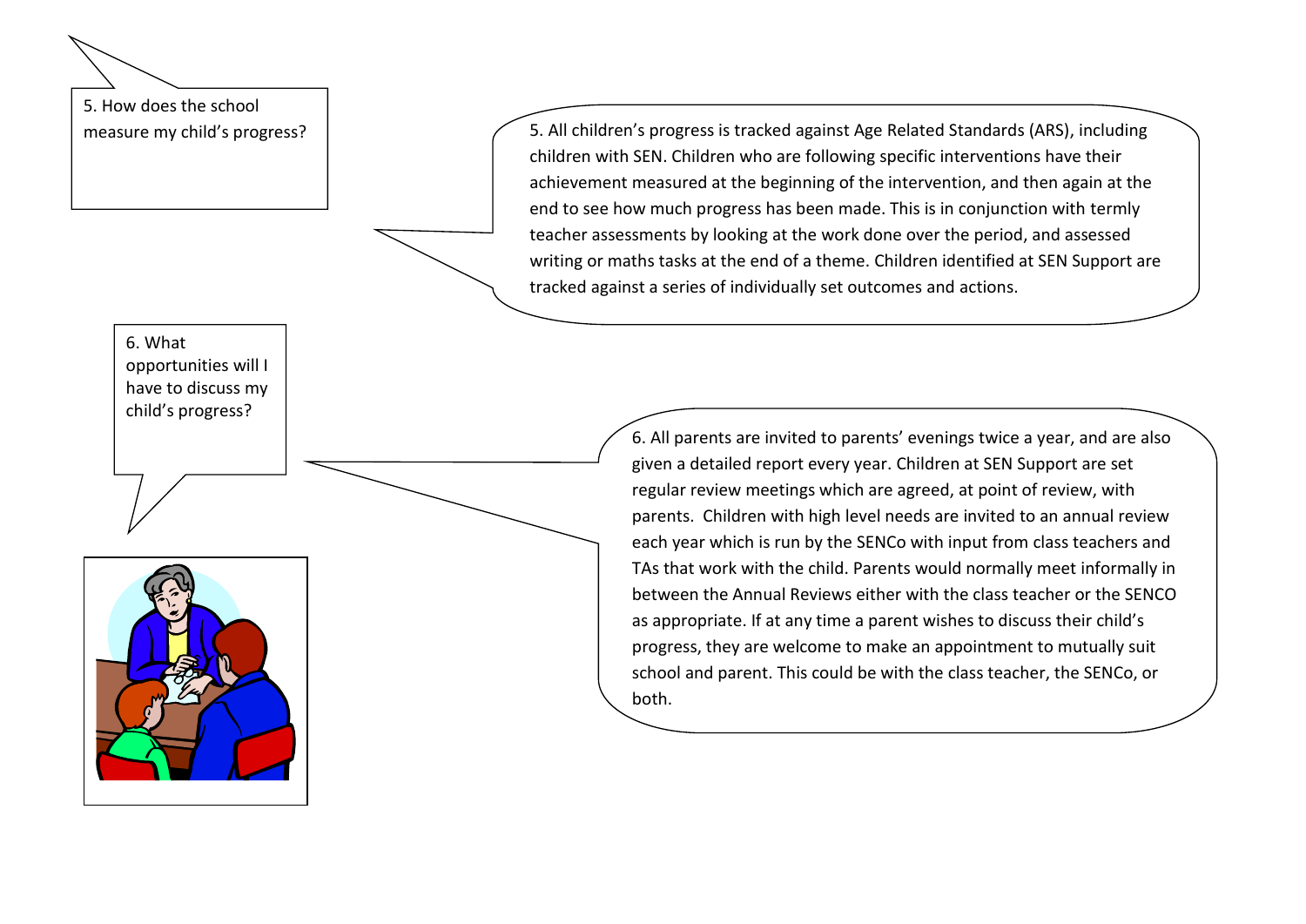5. How does the school measure my child's progress?

5. All children's progress is tracked against Age Related Standards (ARS), including children with SEN. Children who are following specific interventions have their achievement measured at the beginning of the intervention, and then again at the end to see how much progress has been made. This is in conjunction with termly teacher assessments by looking at the work done over the period, and assessed writing or maths tasks at the end of a theme. Children identified at SEN Support are tracked against a series of individually set outcomes and actions.

6. What opportunities will I have to discuss my child's progress?

6. All parents are invited to parents' evenings twice a year, and are also given a detailed report every year. Children at SEN Support are set regular review meetings which are agreed, at point of review, with parents. Children with high level needs are invited to an annual review each year which is run by the SENCo with input from class teachers and TAs that work with the child. Parents would normally meet informally in between the Annual Reviews either with the class teacher or the SENCO as appropriate. If at any time a parent wishes to discuss their child's progress, they are welcome to make an appointment to mutually suit school and parent. This could be with the class teacher, the SENCo, or both.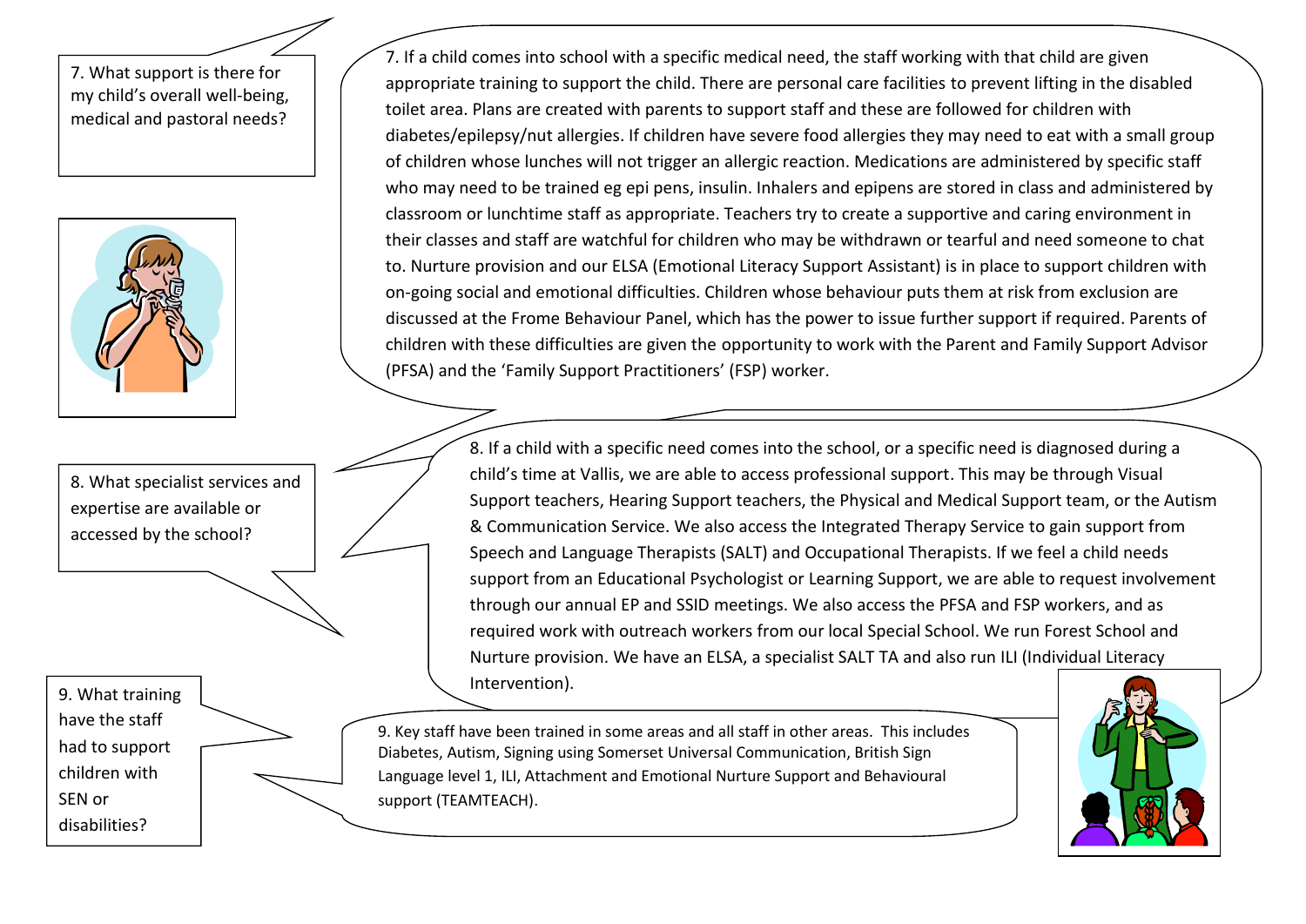**7. What support is there for my child's overall well-being, medical and pastoral needs?**

7. If a child comes into school with a specific medical need, the staff working with that child are given appropriate training to support the child. There are personal care facilities to prevent lifting in the disabled toilet area. Plans are created with parents to support staff and these are followed for children with diabetes/epilepsy/nut allergies. If children have severe food allergies they may need to eat with a small group of children whose lunches will not trigger an allergic reaction. Medications are administered by specific staff who may need to be trained eg epi pens, insulin. Inhalers and epipens are stored in class and administered by classroom or lunchtime staff as appropriate. Teachers try to create a supportive and caring environment in their classes and staff are watchful for children who may be withdrawn or tearful and need someone to chat to. Nurture provision and our ELSA (Emotional Literacy Support Assistant) is in place to support children with on-going social and emotional difficulties. Children whose behaviour puts them at risk from exclusion are discussed at the Frome Behaviour Panel, which has the power to issue further support if required. Parents of children with these difficulties are given the opportunity to work with the Parent and Family Support Advisor (PFSA) and the 'Family Support Practitioners' (FSP) worker.

**8. What specialist services and expertise are available or accessed by the school?**

8. If a child with a specific need comes into the school, or a specific need is diagnosed during a child's time at Vallis, we are able to access professional support. This may be through Visual Support teachers, Hearing Support teachers, the Physical and Medical Support team, or the Autism & Communication Service. We also access the Integrated Therapy Service to gain support from Speech and Language Therapists (SALT) and Occupational Therapists. If we feel a child needs support from an Educational Psychologist or Learning Support, we are able to request involvement through our annual EP and SSID meetings. We also access the PFSA and FSP workers, and as required work with outreach workers from our local Special School. We run Forest School and Nurture provision. We have an ELSA, a specialist SALT TA and also run ILI (Individual Literacy Intervention).

**9. What training have the staff had to support children with SEN or disabilities?**

9. Key staff have been trained in some areas and all staff in other areas. This includes Diabetes, Autism, Signing using Somerset Universal Communication, British Sign Language level 1, ILI, Attachment and Emotional Nurture Support and Behavioural support (TEAMTEACH).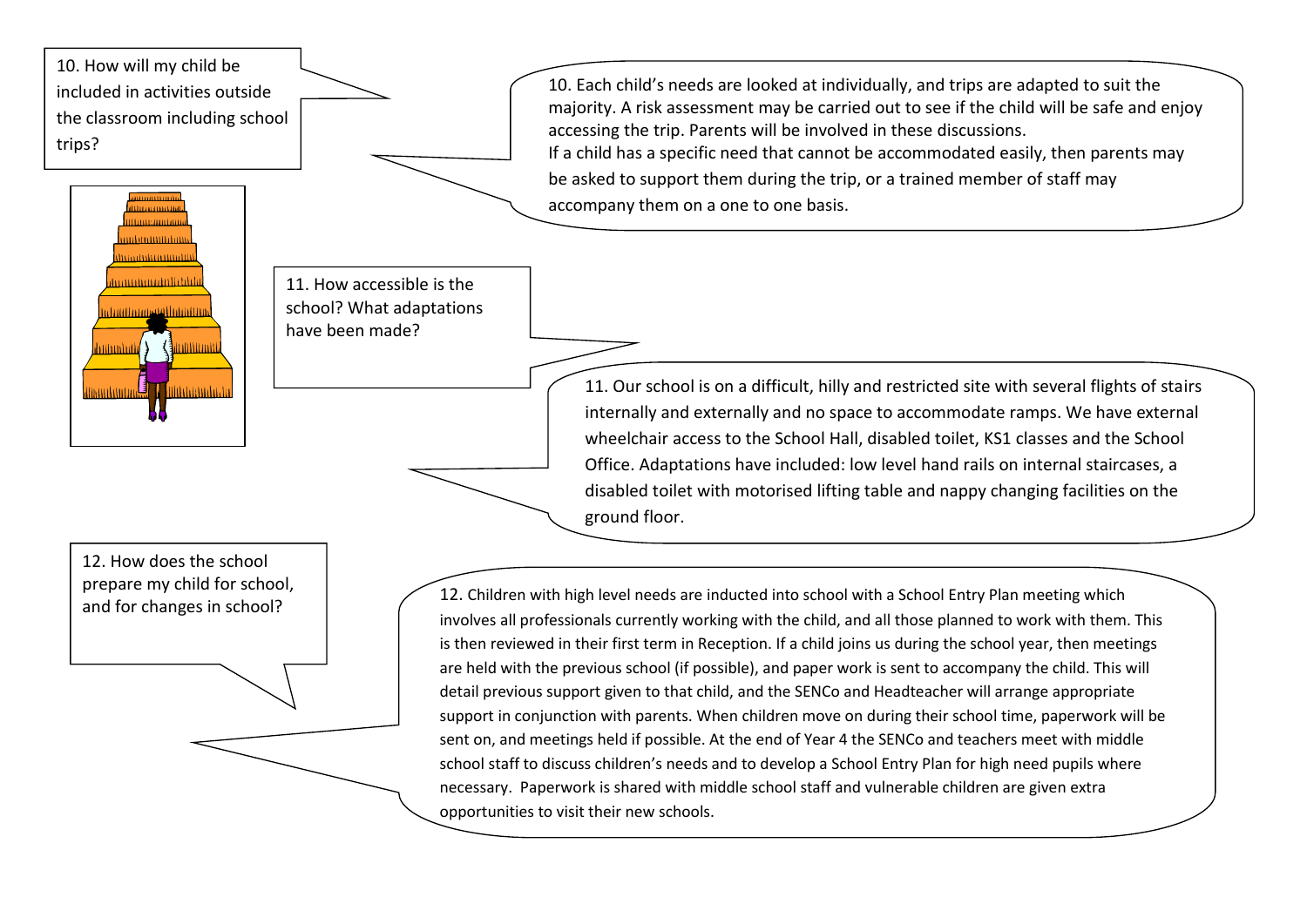10. How will my child be included in activities outside the classroom including school trips?

10. Each child's needs are looked at individually, and trips are adapted to suit the majority. A risk assessment may be carried out to see if the child will be safe and enjoy accessing the trip. Parents will be involved in these discussions.
If a child has a specific need that cannot be accommodated easily, then parents may be asked to support them during the trip, or a trained member of staff may accompany them on a one to one basis.

11. How accessible is the school? What adaptations have been made?

11. Our school is on a difficult, hilly and restricted site with several flights of stairs internally and externally and no space to accommodate ramps. We have external wheelchair access to the School Hall, disabled toilet, KS1 classes and the School Office. Adaptations have included: low level hand rails on internal staircases, a disabled toilet with motorised lifting table and nappy changing facilities on the ground floor.

12. How does the school prepare my child for school, and for changes in school?

12. Children with high level needs are inducted into school with a School Entry Plan meeting which involves all professionals currently working with the child, and all those planned to work with them. This is then reviewed in their first term in Reception. If a child joins us during the school year, then meetings are held with the previous school (if possible), and paper work is sent to accompany the child. This will detail previous support given to that child, and the SENCo and Headteacher will arrange appropriate support in conjunction with parents. When children move on during their school time, paperwork will be sent on, and meetings held if possible. At the end of Year 4 the SENCo and teachers meet with middle school staff to discuss children's needs and to develop a School Entry Plan for high need pupils where necessary. Paperwork is shared with middle school staff and vulnerable children are given extra opportunities to visit their new schools.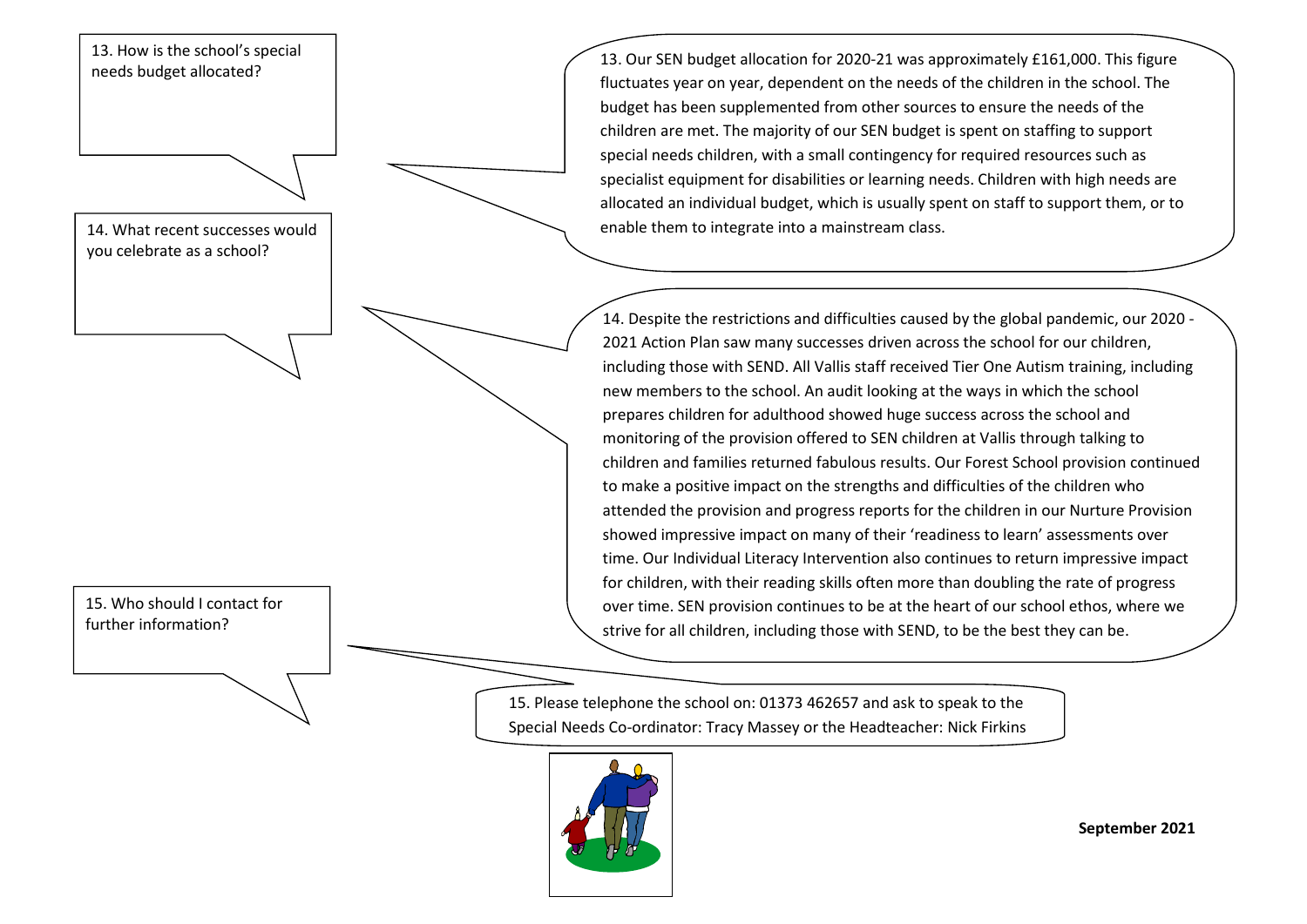13. How is the school's special needs budget allocated?

13. Our SEN budget allocation for 2020-21 was approximately £161,000. This figure fluctuates year on year, dependent on the needs of the children in the school. The budget has been supplemented from other sources to ensure the needs of the children are met. The majority of our SEN budget is spent on staffing to support special needs children, with a small contingency for required resources such as specialist equipment for disabilities or learning needs. Children with high needs are allocated an individual budget, which is usually spent on staff to support them, or to enable them to integrate into a mainstream class.

14. What recent successes would you celebrate as a school?

14. Despite the restrictions and difficulties caused by the global pandemic, our 2020 - 2021 Action Plan saw many successes driven across the school for our children, including those with SEND. All Vallis staff received Tier One Autism training, including new members to the school. An audit looking at the ways in which the school prepares children for adulthood showed huge success across the school and monitoring of the provision offered to SEN children at Vallis through talking to children and families returned fabulous results. Our Forest School provision continued to make a positive impact on the strengths and difficulties of the children who attended the provision and progress reports for the children in our Nurture Provision showed impressive impact on many of their 'readiness to learn' assessments over time. Our Individual Literacy Intervention also continues to return impressive impact for children, with their reading skills often more than doubling the rate of progress over time. SEN provision continues to be at the heart of our school ethos, where we strive for all children, including those with SEND, to be the best they can be.

15. Who should I contact for further information?

15. Please telephone the school on: 01373 462657 and ask to speak to the Special Needs Co-ordinator: Tracy Massey or the Headteacher: Nick Firkins

**September 2021**